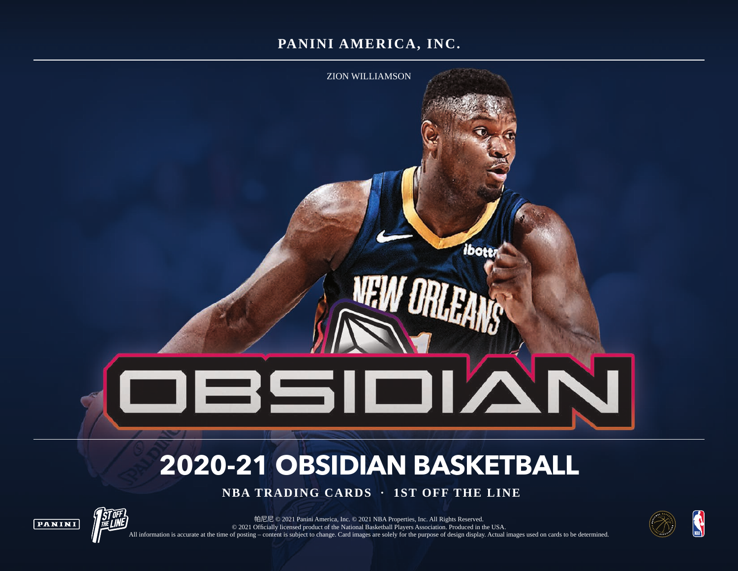**PANINI AMERICA, INC.**

ZION WILLIAMSON

OBSIDIAN

# 2020-21 OBSIDIAN BASKETBALL

**NBA TRADING CARDS · 1ST OFF THE LINE**

帕尼尼 © 2021 Panini America, Inc. © 2021 NBA Properties, Inc. All Rights Reserved.
© 2021 Officially licensed product of the National Basketball Players Association. Produced in the USA.
All information is accurate at the time of posting – content is subject to change. Card images are solely for the purpose of design display. Actual images used on cards to be determined.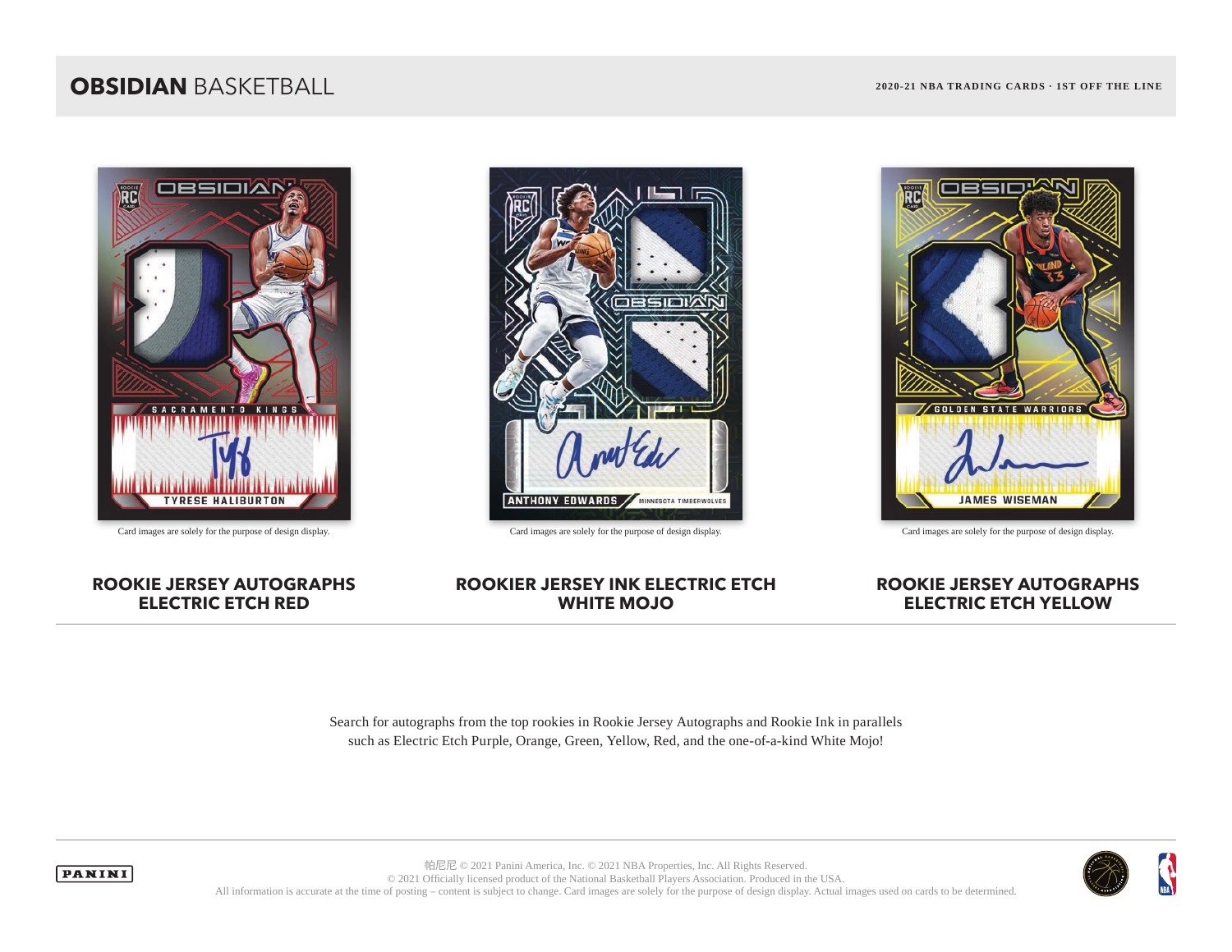Card images are solely for the purpose of design display.

**ROOKIE JERSEY AUTOGRAPHS ELECTRIC ETCH RED**

Card images are solely for the purpose of design display.

**ROOKIER JERSEY INK ELECTRIC ETCH WHITE MOJO**

Card images are solely for the purpose of design display.

**ROOKIE JERSEY AUTOGRAPHS ELECTRIC ETCH YELLOW**

Search for autographs from the top rookies in Rookie Jersey Autographs and Rookie Ink in parallels such as Electric Etch Purple, Orange, Green, Yellow, Red, and the one-of-a-kind White Mojo!

帕尼尼 © 2021 Panini America, Inc. © 2021 NBA Properties, Inc. All Rights Reserved.
© 2021 Officially licensed product of the National Basketball Players Association. Produced in the USA.
All information is accurate at the time of posting – content is subject to change. Card images are solely for the purpose of design display. Actual images used on cards to be determined.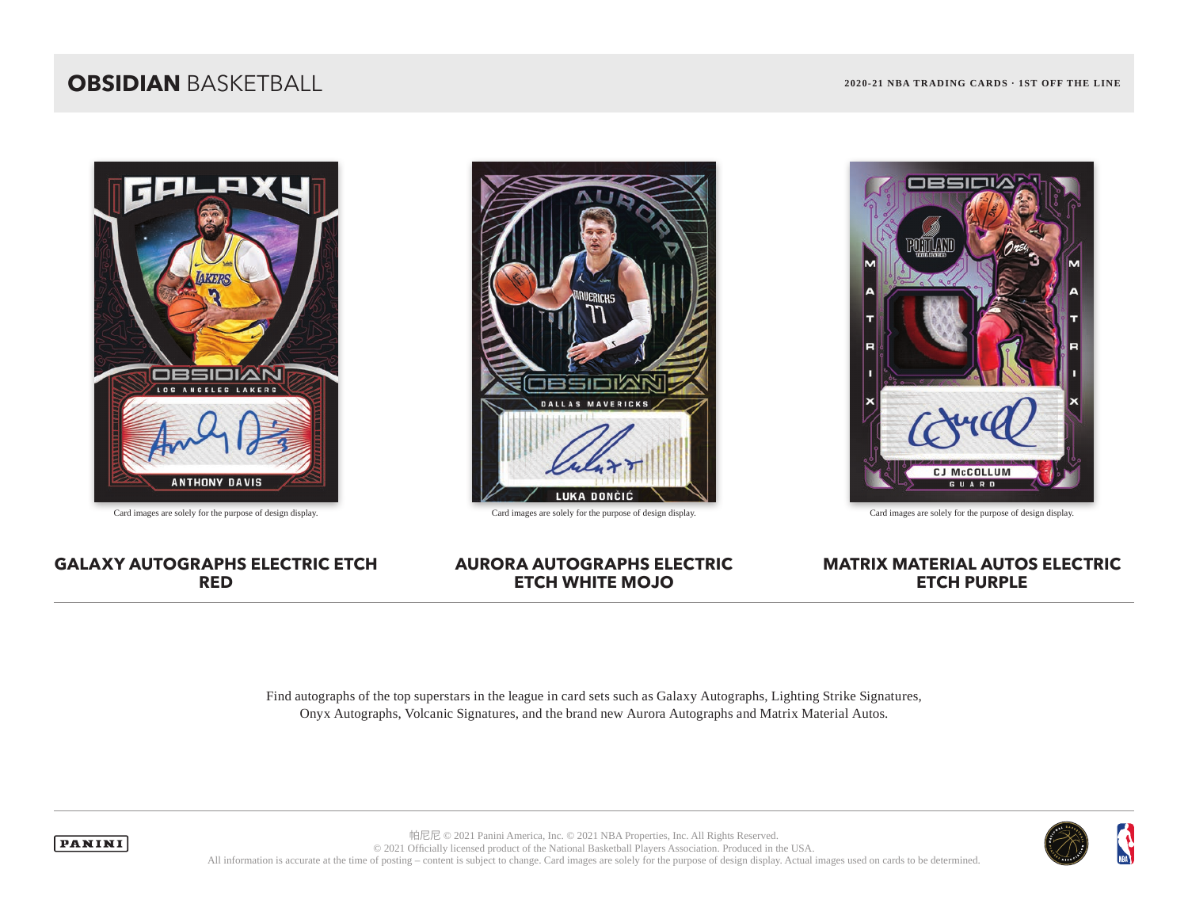Card images are solely for the purpose of design display.

**GALAXY AUTOGRAPHS ELECTRIC ETCH RED**

Card images are solely for the purpose of design display.

**AURORA AUTOGRAPHS ELECTRIC ETCH WHITE MOJO**

Card images are solely for the purpose of design display.

**MATRIX MATERIAL AUTOS ELECTRIC ETCH PURPLE**

---

Find autographs of the top superstars in the league in card sets such as Galaxy Autographs, Lighting Strike Signatures, Onyx Autographs, Volcanic Signatures, and the brand new Aurora Autographs and Matrix Material Autos.

---

帕尼尼 © 2021 Panini America, Inc. © 2021 NBA Properties, Inc. All Rights Reserved.
© 2021 Officially licensed product of the National Basketball Players Association. Produced in the USA.
All information is accurate at the time of posting – content is subject to change. Card images are solely for the purpose of design display. Actual images used on cards to be determined.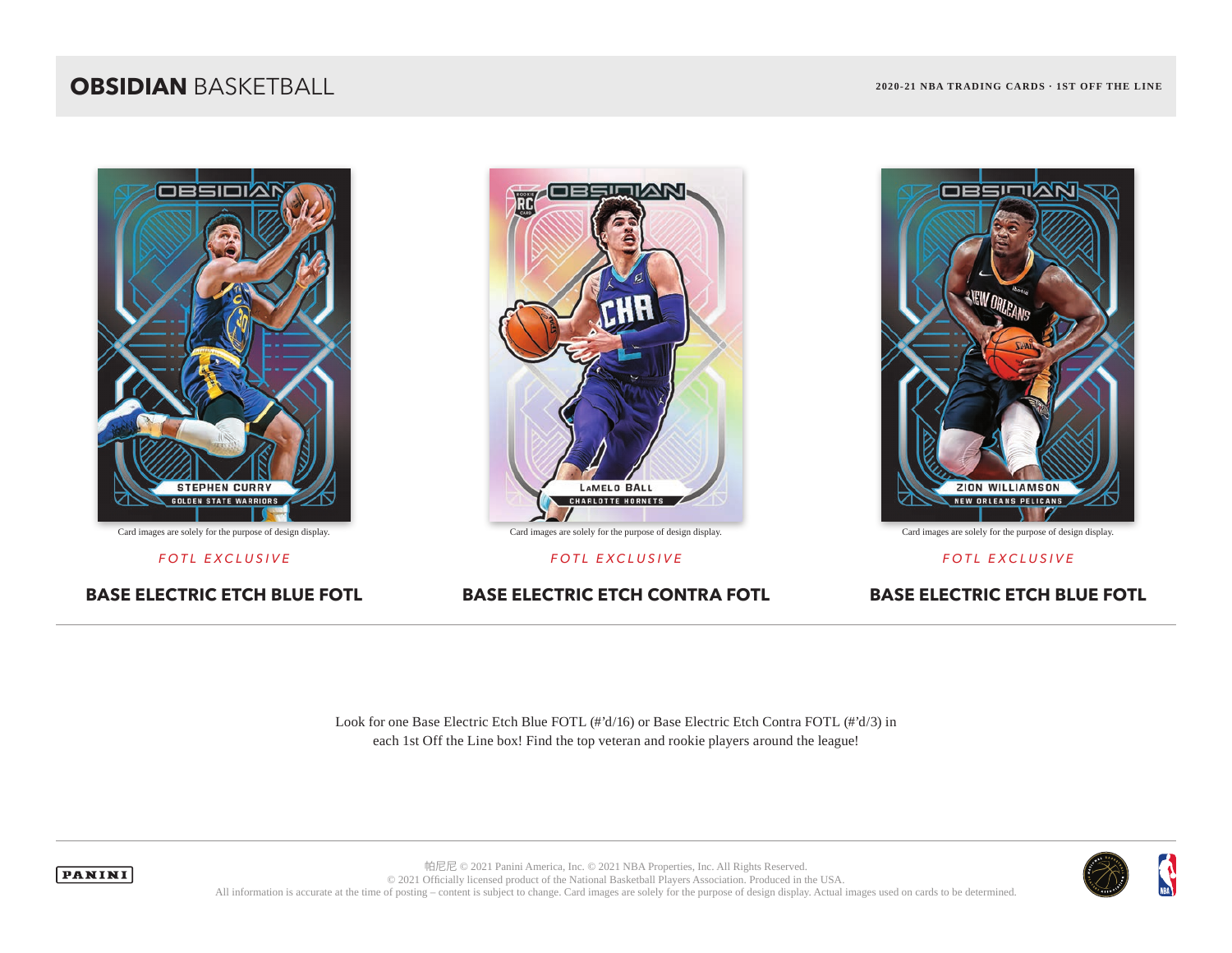# OBSIDIAN BASKETBALL

**2020-21 NBA TRADING CARDS · 1ST OFF THE LINE**

Card images are solely for the purpose of design display.

*FOTL EXCLUSIVE*

## BASE ELECTRIC ETCH BLUE FOTL

Card images are solely for the purpose of design display.

*FOTL EXCLUSIVE*

## BASE ELECTRIC ETCH CONTRA FOTL

Card images are solely for the purpose of design display.

*FOTL EXCLUSIVE*

## BASE ELECTRIC ETCH BLUE FOTL

Look for one Base Electric Etch Blue FOTL (#'d/16) or Base Electric Etch Contra FOTL (#'d/3) in each 1st Off the Line box! Find the top veteran and rookie players around the league!

帕尼尼 © 2021 Panini America, Inc. © 2021 NBA Properties, Inc. All Rights Reserved.
© 2021 Officially licensed product of the National Basketball Players Association. Produced in the USA.
All information is accurate at the time of posting – content is subject to change. Card images are solely for the purpose of design display. Actual images used on cards to be determined.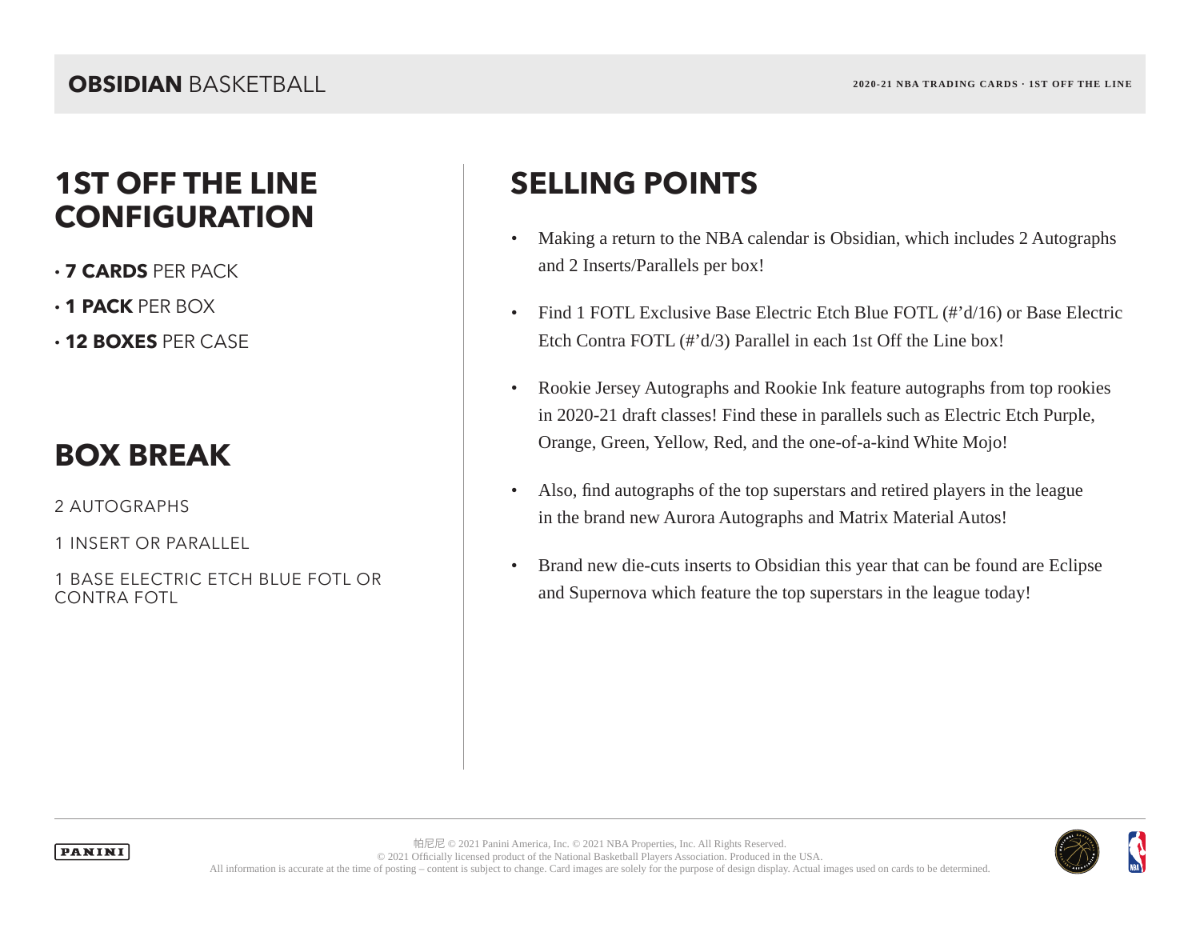## 1ST OFF THE LINE CONFIGURATION

- **7 CARDS** PER PACK
- **1 PACK** PER BOX
- **12 BOXES** PER CASE

## BOX BREAK

2 AUTOGRAPHS

1 INSERT OR PARALLEL

1 BASE ELECTRIC ETCH BLUE FOTL OR CONTRA FOTL

## SELLING POINTS

- Making a return to the NBA calendar is Obsidian, which includes 2 Autographs and 2 Inserts/Parallels per box!
- Find 1 FOTL Exclusive Base Electric Etch Blue FOTL (#'d/16) or Base Electric Etch Contra FOTL (#'d/3) Parallel in each 1st Off the Line box!
- Rookie Jersey Autographs and Rookie Ink feature autographs from top rookies in 2020-21 draft classes! Find these in parallels such as Electric Etch Purple, Orange, Green, Yellow, Red, and the one-of-a-kind White Mojo!
- Also, find autographs of the top superstars and retired players in the league in the brand new Aurora Autographs and Matrix Material Autos!
- Brand new die-cuts inserts to Obsidian this year that can be found are Eclipse and Supernova which feature the top superstars in the league today!

帕尼尼 © 2021 Panini America, Inc. © 2021 NBA Properties, Inc. All Rights Reserved.
© 2021 Officially licensed product of the National Basketball Players Association. Produced in the USA.
All information is accurate at the time of posting – content is subject to change. Card images are solely for the purpose of design display. Actual images used on cards to be determined.